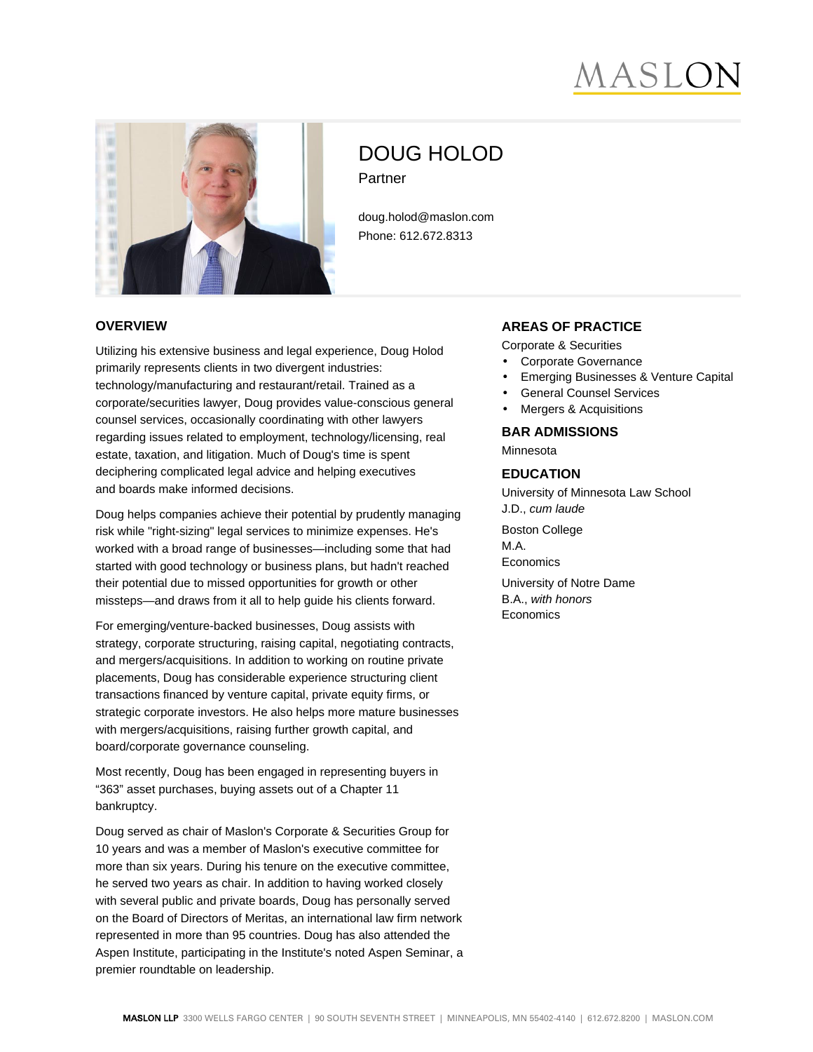# DOUG HOLOD

Partner

doug.holod@maslon.com
Phone: 612.672.8313

## OVERVIEW

Utilizing his extensive business and legal experience, Doug Holod primarily represents clients in two divergent industries: technology/manufacturing and restaurant/retail. Trained as a corporate/securities lawyer, Doug provides value-conscious general counsel services, occasionally coordinating with other lawyers regarding issues related to employment, technology/licensing, real estate, taxation, and litigation. Much of Doug's time is spent deciphering complicated legal advice and helping executives and boards make informed decisions.

Doug helps companies achieve their potential by prudently managing risk while "right-sizing" legal services to minimize expenses. He's worked with a broad range of businesses—including some that had started with good technology or business plans, but hadn't reached their potential due to missed opportunities for growth or other missteps—and draws from it all to help guide his clients forward.

For emerging/venture-backed businesses, Doug assists with strategy, corporate structuring, raising capital, negotiating contracts, and mergers/acquisitions. In addition to working on routine private placements, Doug has considerable experience structuring client transactions financed by venture capital, private equity firms, or strategic corporate investors. He also helps more mature businesses with mergers/acquisitions, raising further growth capital, and board/corporate governance counseling.

Most recently, Doug has been engaged in representing buyers in “363” asset purchases, buying assets out of a Chapter 11 bankruptcy.

Doug served as chair of Maslon's Corporate & Securities Group for 10 years and was a member of Maslon's executive committee for more than six years. During his tenure on the executive committee, he served two years as chair. In addition to having worked closely with several public and private boards, Doug has personally served on the Board of Directors of Meritas, an international law firm network represented in more than 95 countries. Doug has also attended the Aspen Institute, participating in the Institute's noted Aspen Seminar, a premier roundtable on leadership.

## AREAS OF PRACTICE

Corporate & Securities

- Corporate Governance
- Emerging Businesses & Venture Capital
- General Counsel Services
- Mergers & Acquisitions

## BAR ADMISSIONS

Minnesota

## EDUCATION

University of Minnesota Law School
J.D., *cum laude*

Boston College
M.A.
Economics

University of Notre Dame
B.A., *with honors*
Economics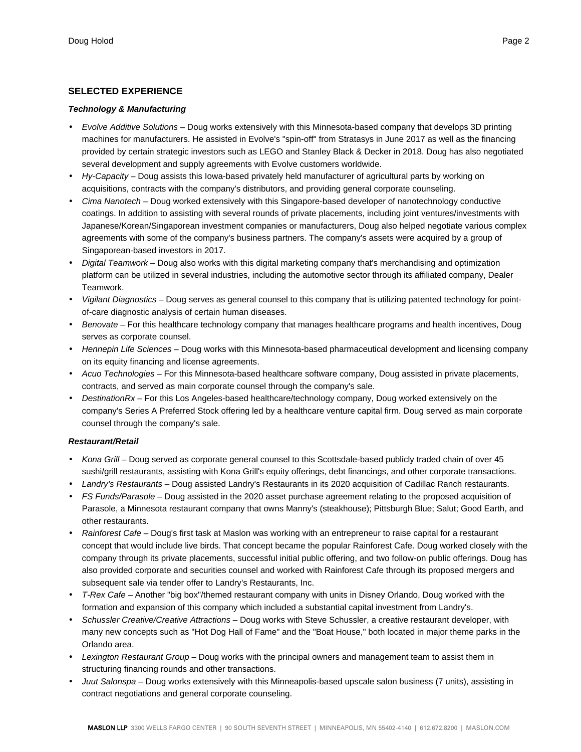## SELECTED EXPERIENCE

***Technology & Manufacturing***

- *Evolve Additive Solutions* – Doug works extensively with this Minnesota-based company that develops 3D printing machines for manufacturers. He assisted in Evolve's "spin-off" from Stratasys in June 2017 as well as the financing provided by certain strategic investors such as LEGO and Stanley Black & Decker in 2018. Doug has also negotiated several development and supply agreements with Evolve customers worldwide.
- *Hy-Capacity* – Doug assists this Iowa-based privately held manufacturer of agricultural parts by working on acquisitions, contracts with the company's distributors, and providing general corporate counseling.
- *Cima Nanotech* – Doug worked extensively with this Singapore-based developer of nanotechnology conductive coatings. In addition to assisting with several rounds of private placements, including joint ventures/investments with Japanese/Korean/Singaporean investment companies or manufacturers, Doug also helped negotiate various complex agreements with some of the company's business partners. The company's assets were acquired by a group of Singaporean-based investors in 2017.
- *Digital Teamwork* – Doug also works with this digital marketing company that's merchandising and optimization platform can be utilized in several industries, including the automotive sector through its affiliated company, Dealer Teamwork.
- *Vigilant Diagnostics* – Doug serves as general counsel to this company that is utilizing patented technology for point-of-care diagnostic analysis of certain human diseases.
- *Benovate* – For this healthcare technology company that manages healthcare programs and health incentives, Doug serves as corporate counsel.
- *Hennepin Life Sciences* – Doug works with this Minnesota-based pharmaceutical development and licensing company on its equity financing and license agreements.
- *Acuo Technologies* – For this Minnesota-based healthcare software company, Doug assisted in private placements, contracts, and served as main corporate counsel through the company's sale.
- *DestinationRx* – For this Los Angeles-based healthcare/technology company, Doug worked extensively on the company's Series A Preferred Stock offering led by a healthcare venture capital firm. Doug served as main corporate counsel through the company's sale.

***Restaurant/Retail***

- *Kona Grill* – Doug served as corporate general counsel to this Scottsdale-based publicly traded chain of over 45 sushi/grill restaurants, assisting with Kona Grill's equity offerings, debt financings, and other corporate transactions.
- *Landry's Restaurants* – Doug assisted Landry's Restaurants in its 2020 acquisition of Cadillac Ranch restaurants.
- *FS Funds/Parasole* – Doug assisted in the 2020 asset purchase agreement relating to the proposed acquisition of Parasole, a Minnesota restaurant company that owns Manny's (steakhouse); Pittsburgh Blue; Salut; Good Earth, and other restaurants.
- *Rainforest Cafe* – Doug's first task at Maslon was working with an entrepreneur to raise capital for a restaurant concept that would include live birds. That concept became the popular Rainforest Cafe. Doug worked closely with the company through its private placements, successful initial public offering, and two follow-on public offerings. Doug has also provided corporate and securities counsel and worked with Rainforest Cafe through its proposed mergers and subsequent sale via tender offer to Landry's Restaurants, Inc.
- *T-Rex Cafe* – Another "big box"/themed restaurant company with units in Disney Orlando, Doug worked with the formation and expansion of this company which included a substantial capital investment from Landry's.
- *Schussler Creative/Creative Attractions* – Doug works with Steve Schussler, a creative restaurant developer, with many new concepts such as "Hot Dog Hall of Fame" and the "Boat House," both located in major theme parks in the Orlando area.
- *Lexington Restaurant Group* – Doug works with the principal owners and management team to assist them in structuring financing rounds and other transactions.
- *Juut Salonspa* – Doug works extensively with this Minneapolis-based upscale salon business (7 units), assisting in contract negotiations and general corporate counseling.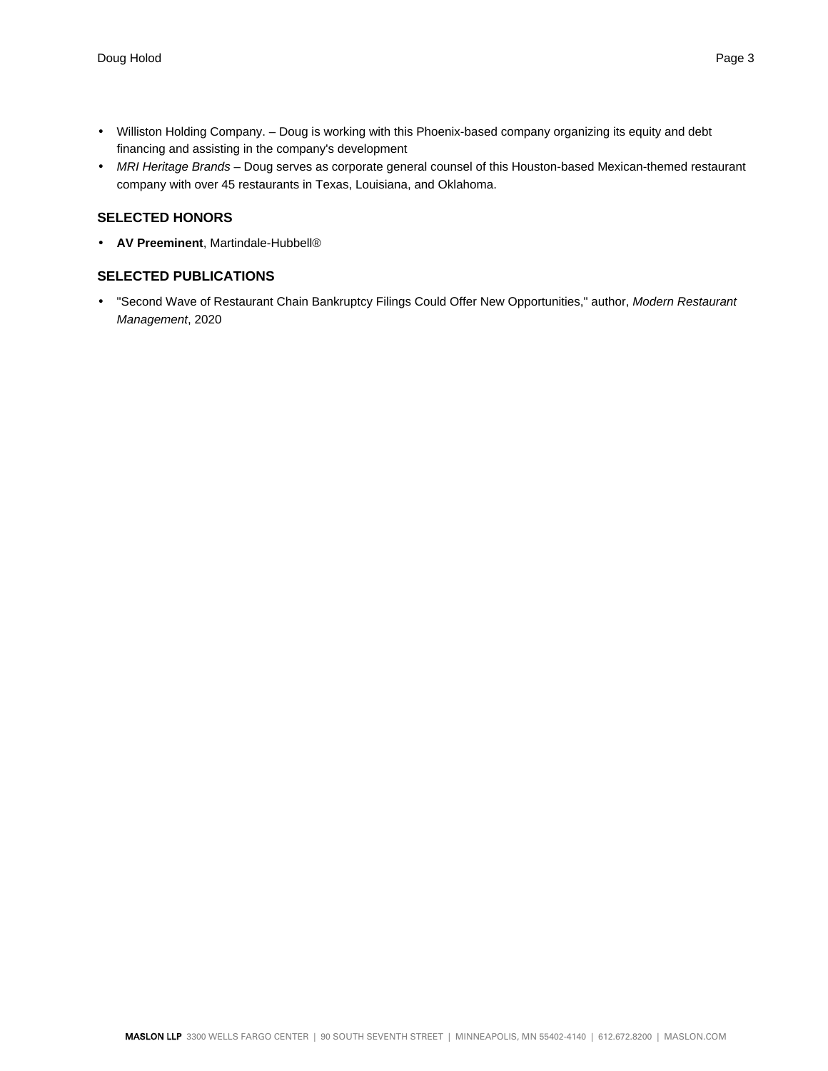- Williston Holding Company. – Doug is working with this Phoenix-based company organizing its equity and debt financing and assisting in the company's development
- *MRI Heritage Brands* – Doug serves as corporate general counsel of this Houston-based Mexican-themed restaurant company with over 45 restaurants in Texas, Louisiana, and Oklahoma.

### SELECTED HONORS

- **AV Preeminent**, Martindale-Hubbell®

### SELECTED PUBLICATIONS

- "Second Wave of Restaurant Chain Bankruptcy Filings Could Offer New Opportunities," author, *Modern Restaurant Management*, 2020